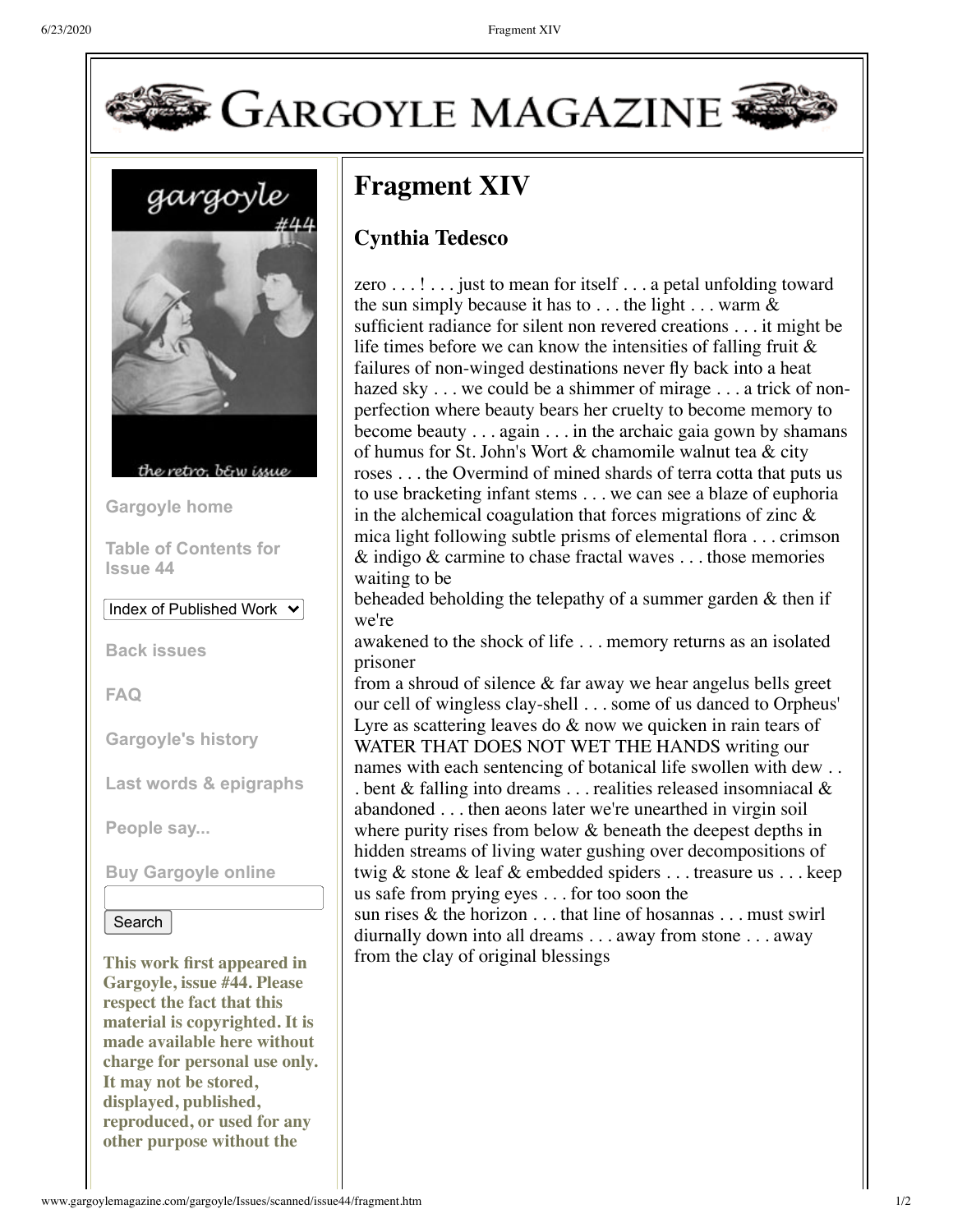# GARGOYLE MAGAZINE

gargoyle #44

the retro, b&w issue

Gargoyle home

Table of Contents for Issue 44

Index of Published Work

Back issues

FAQ

Gargoyle's history

Last words & epigraphs

People say...

Buy Gargoyle online

Search

**This work first appeared in Gargoyle, issue #44. Please respect the fact that this material is copyrighted. It is made available here without charge for personal use only. It may not be stored, displayed, published, reproduced, or used for any other purpose without the**

# Fragment XIV

## Cynthia Tedesco

zero . . . ! . . . just to mean for itself . . . a petal unfolding toward the sun simply because it has to . . . the light . . . warm & sufficient radiance for silent non revered creations . . . it might be life times before we can know the intensities of falling fruit & failures of non-winged destinations never fly back into a heat hazed sky . . . we could be a shimmer of mirage . . . a trick of non-perfection where beauty bears her cruelty to become memory to become beauty . . . again . . . in the archaic gaia gown by shamans of humus for St. John's Wort & chamomile walnut tea & city roses . . . the Overmind of mined shards of terra cotta that puts us to use bracketing infant stems . . . we can see a blaze of euphoria in the alchemical coagulation that forces migrations of zinc & mica light following subtle prisms of elemental flora . . . crimson & indigo & carmine to chase fractal waves . . . those memories waiting to be
beheaded beholding the telepathy of a summer garden & then if we're
awakened to the shock of life . . . memory returns as an isolated prisoner
from a shroud of silence & far away we hear angelus bells greet our cell of wingless clay-shell . . . some of us danced to Orpheus' Lyre as scattering leaves do & now we quicken in rain tears of WATER THAT DOES NOT WET THE HANDS writing our names with each sentencing of botanical life swollen with dew . . . bent & falling into dreams . . . realities released insomniacal & abandoned . . . then aeons later we're unearthed in virgin soil where purity rises from below & beneath the deepest depths in hidden streams of living water gushing over decompositions of twig & stone & leaf & embedded spiders . . . treasure us . . . keep us safe from prying eyes . . . for too soon the
sun rises & the horizon . . . that line of hosannas . . . must swirl diurnally down into all dreams . . . away from stone . . . away from the clay of original blessings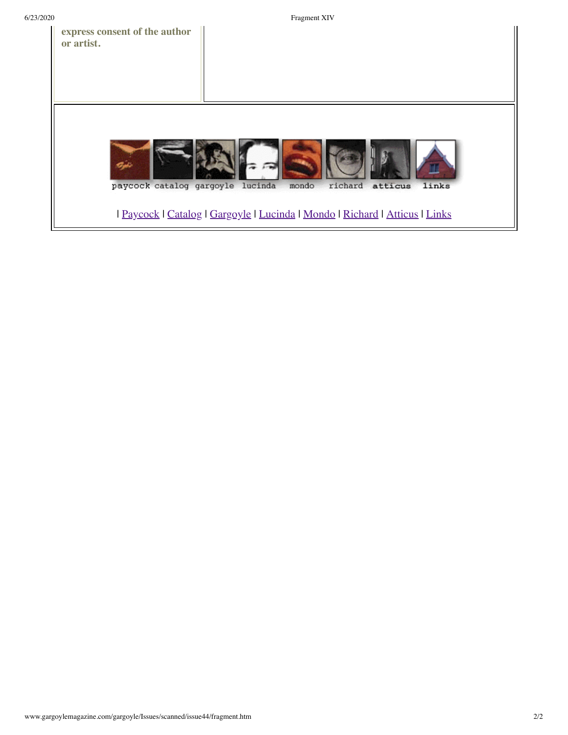**express consent of the author or artist.**

paycock catalog gargoyle lucinda mondo richard atticus links

| Paycock | Catalog | Gargoyle | Lucinda | Mondo | Richard | Atticus | Links